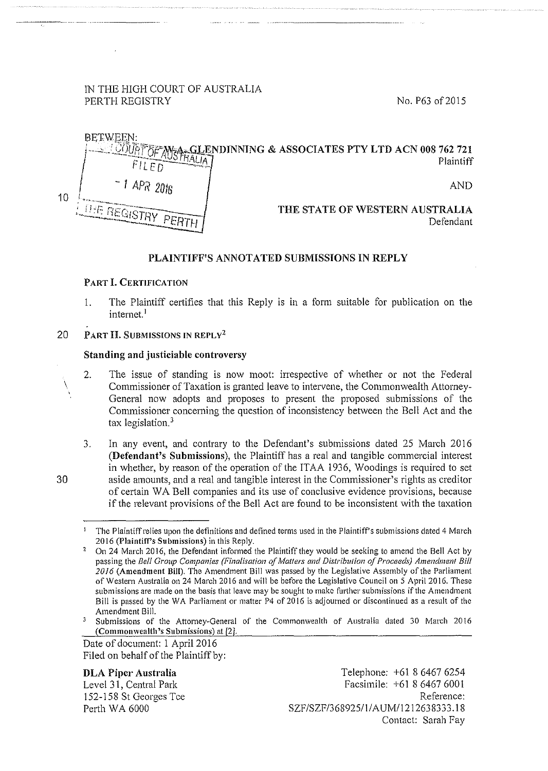IN THE HIGH COURT OF AUSTRALIA
PERTH REGISTRY

No. P63 of 2015

BETWEEN:

W.A. GLENDINNING & ASSOCIATES PTY LTD ACN 008 762 721
Plaintiff

AND

THE STATE OF WESTERN AUSTRALIA
Defendant

HIGH COURT OF AUSTRALIA
FILED
1 APR 2016
THE REGISTRY PERTH

## PLAINTIFF'S ANNOTATED SUBMISSIONS IN REPLY

### PART I. CERTIFICATION

1. The Plaintiff certifies that this Reply is in a form suitable for publication on the internet.[1]

### PART II. SUBMISSIONS IN REPLY[2]

#### Standing and justiciable controversy

2. The issue of standing is now moot: irrespective of whether or not the Federal Commissioner of Taxation is granted leave to intervene, the Commonwealth Attorney-General now adopts and proposes to present the proposed submissions of the Commissioner concerning the question of inconsistency between the Bell Act and the tax legislation.[3]

3. In any event, and contrary to the Defendant's submissions dated 25 March 2016 (**Defendant's Submissions**), the Plaintiff has a real and tangible commercial interest in whether, by reason of the operation of the ITAA 1936, Woodings is required to set aside amounts, and a real and tangible interest in the Commissioner's rights as creditor of certain WA Bell companies and its use of conclusive evidence provisions, because if the relevant provisions of the Bell Act are found to be inconsistent with the taxation

---

[1] The Plaintiff relies upon the definitions and defined terms used in the Plaintiff's submissions dated 4 March 2016 (**Plaintiff's Submissions**) in this Reply.

[2] On 24 March 2016, the Defendant informed the Plaintiff they would be seeking to amend the Bell Act by passing the *Bell Group Companies (Finalisation of Matters and Distribution of Proceeds) Amendment Bill 2016* (**Amendment Bill**). The Amendment Bill was passed by the Legislative Assembly of the Parliament of Western Australia on 24 March 2016 and will be before the Legislative Council on 5 April 2016. These submissions are made on the basis that leave may be sought to make further submissions if the Amendment Bill is passed by the WA Parliament or matter P4 of 2016 is adjourned or discontinued as a result of the Amendment Bill.

[3] Submissions of the Attorney-General of the Commonwealth of Australia dated 30 March 2016 (**Commonwealth's Submissions**) at [2].

Date of document: 1 April 2016
Filed on behalf of the Plaintiff by:

**DLA Piper Australia**
Level 31, Central Park
152-158 St Georges Tce
Perth WA 6000

Telephone: +61 8 6467 6254
Facsimile: +61 8 6467 6001
Reference: SZF/SZF/368925/1/AUM/1212638333.18
Contact: Sarah Fay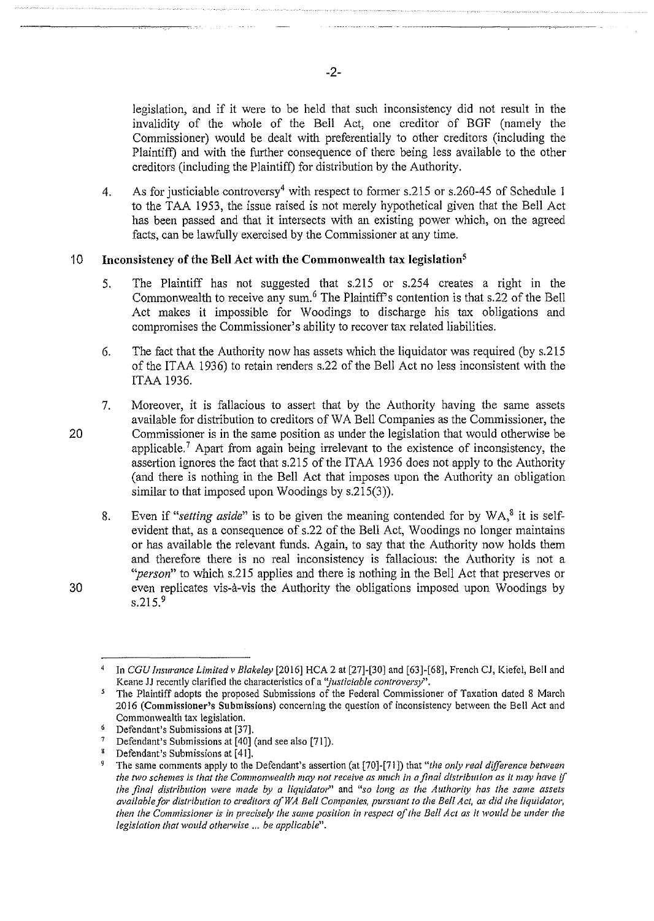legislation, and if it were to be held that such inconsistency did not result in the invalidity of the whole of the Bell Act, one creditor of BGF (namely the Commissioner) would be dealt with preferentially to other creditors (including the Plaintiff) and with the further consequence of there being less available to the other creditors (including the Plaintiff) for distribution by the Authority.

4. As for justiciable controversy[4] with respect to former s.215 or s.260-45 of Schedule 1 to the TAA 1953, the issue raised is not merely hypothetical given that the Bell Act has been passed and that it intersects with an existing power which, on the agreed facts, can be lawfully exercised by the Commissioner at any time.

## Inconsistency of the Bell Act with the Commonwealth tax legislation[5]

5. The Plaintiff has not suggested that s.215 or s.254 creates a right in the Commonwealth to receive any sum.[6] The Plaintiff's contention is that s.22 of the Bell Act makes it impossible for Woodings to discharge his tax obligations and compromises the Commissioner's ability to recover tax related liabilities.

6. The fact that the Authority now has assets which the liquidator was required (by s.215 of the ITAA 1936) to retain renders s.22 of the Bell Act no less inconsistent with the ITAA 1936.

7. Moreover, it is fallacious to assert that by the Authority having the same assets available for distribution to creditors of WA Bell Companies as the Commissioner, the Commissioner is in the same position as under the legislation that would otherwise be applicable.[7] Apart from again being irrelevant to the existence of inconsistency, the assertion ignores the fact that s.215 of the ITAA 1936 does not apply to the Authority (and there is nothing in the Bell Act that imposes upon the Authority an obligation similar to that imposed upon Woodings by s.215(3)).

8. Even if *"setting aside"* is to be given the meaning contended for by WA,[8] it is self-evident that, as a consequence of s.22 of the Bell Act, Woodings no longer maintains or has available the relevant funds. Again, to say that the Authority now holds them and therefore there is no real inconsistency is fallacious: the Authority is not a *"person"* to which s.215 applies and there is nothing in the Bell Act that preserves or even replicates vis-à-vis the Authority the obligations imposed upon Woodings by s.215.[9]

---

[4] In *CGU Insurance Limited v Blakeley* [2016] HCA 2 at [27]-[30] and [63]-[68], French CJ, Kiefel, Bell and Keane JJ recently clarified the characteristics of a *"justiciable controversy"*.

[5] The Plaintiff adopts the proposed Submissions of the Federal Commissioner of Taxation dated 8 March 2016 (**Commissioner's Submissions**) concerning the question of inconsistency between the Bell Act and Commonwealth tax legislation.

[6] Defendant's Submissions at [37].

[7] Defendant's Submissions at [40] (and see also [71]).

[8] Defendant's Submissions at [41].

[9] The same comments apply to the Defendant's assertion (at [70]-[71]) that *"the only real difference between the two schemes is that the Commonwealth may not receive as much in a final distribution as it may have if the final distribution were made by a liquidator"* and *"so long as the Authority has the same assets available for distribution to creditors of WA Bell Companies, pursuant to the Bell Act, as did the liquidator, then the Commissioner is in precisely the same position in respect of the Bell Act as it would be under the legislation that would otherwise ... be applicable"*.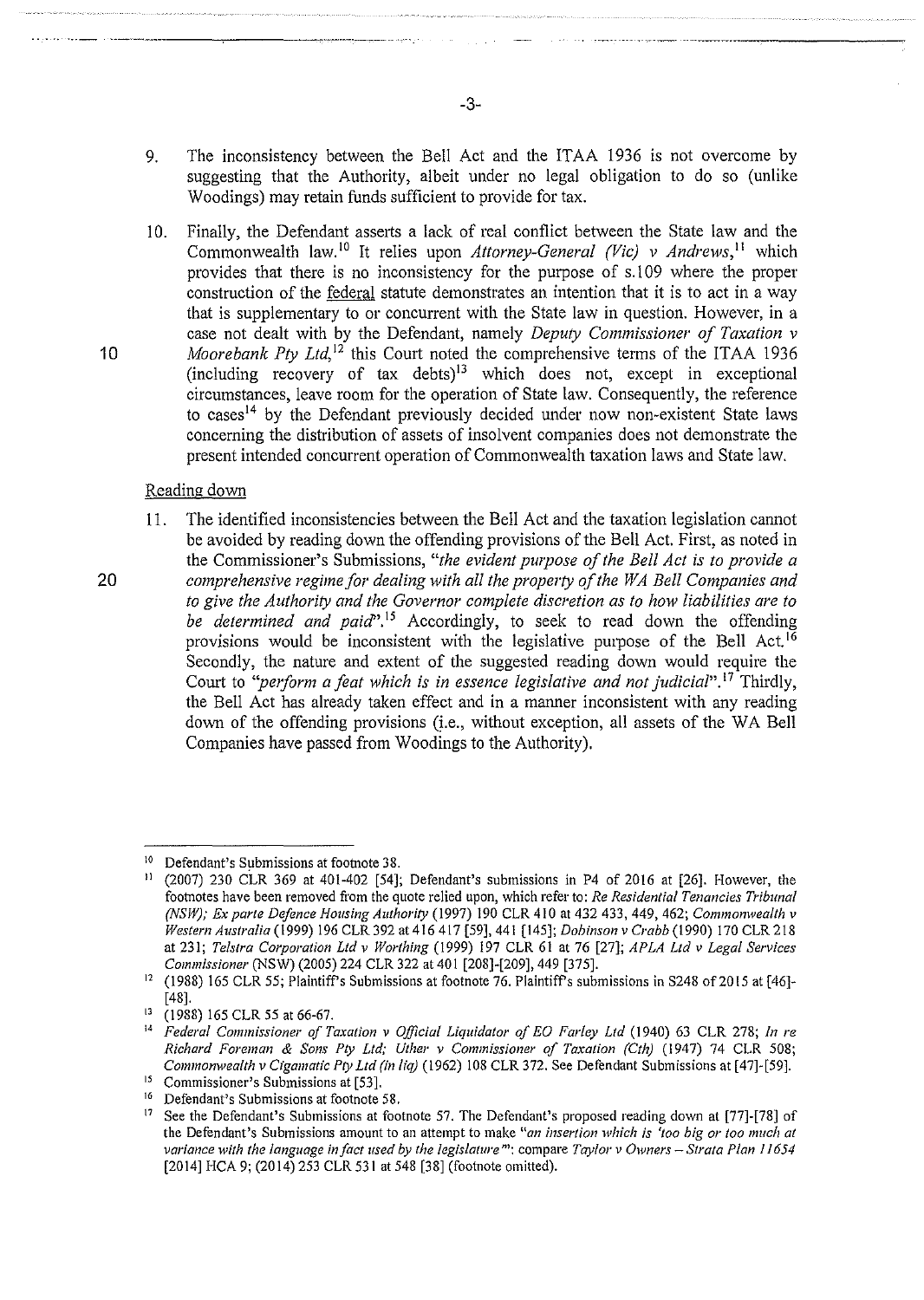9. The inconsistency between the Bell Act and the ITAA 1936 is not overcome by suggesting that the Authority, albeit under no legal obligation to do so (unlike Woodings) may retain funds sufficient to provide for tax.

10. Finally, the Defendant asserts a lack of real conflict between the State law and the Commonwealth law.[10] It relies upon *Attorney-General (Vic) v Andrews*,[11] which provides that there is no inconsistency for the purpose of s.109 where the proper construction of the federal statute demonstrates an intention that it is to act in a way that is supplementary to or concurrent with the State law in question. However, in a case not dealt with by the Defendant, namely *Deputy Commissioner of Taxation v Moorebank Pty Ltd*,[12] this Court noted the comprehensive terms of the ITAA 1936 (including recovery of tax debts)[13] which does not, except in exceptional circumstances, leave room for the operation of State law. Consequently, the reference to cases[14] by the Defendant previously decided under now non-existent State laws concerning the distribution of assets of insolvent companies does not demonstrate the present intended concurrent operation of Commonwealth taxation laws and State law.

Reading down

11. The identified inconsistencies between the Bell Act and the taxation legislation cannot be avoided by reading down the offending provisions of the Bell Act. First, as noted in the Commissioner's Submissions, *"the evident purpose of the Bell Act is to provide a comprehensive regime for dealing with all the property of the WA Bell Companies and to give the Authority and the Governor complete discretion as to how liabilities are to be determined and paid"*.[15] Accordingly, to seek to read down the offending provisions would be inconsistent with the legislative purpose of the Bell Act.[16] Secondly, the nature and extent of the suggested reading down would require the Court to *"perform a feat which is in essence legislative and not judicial"*.[17] Thirdly, the Bell Act has already taken effect and in a manner inconsistent with any reading down of the offending provisions (i.e., without exception, all assets of the WA Bell Companies have passed from Woodings to the Authority).

---

[10] Defendant's Submissions at footnote 38.

[11] (2007) 230 CLR 369 at 401-402 [54]; Defendant's submissions in P4 of 2016 at [26]. However, the footnotes have been removed from the quote relied upon, which refer to: *Re Residential Tenancies Tribunal (NSW); Ex parte Defence Housing Authority* (1997) 190 CLR 410 at 432 433, 449, 462; *Commonwealth v Western Australia* (1999) 196 CLR 392 at 416 417 [59], 441 [145]; *Dobinson v Crabb* (1990) 170 CLR 218 at 231; *Telstra Corporation Ltd v Worthing* (1999) 197 CLR 61 at 76 [27]; *APLA Ltd v Legal Services Commissioner* (NSW) (2005) 224 CLR 322 at 401 [208]-[209], 449 [375].

[12] (1988) 165 CLR 55; Plaintiff's Submissions at footnote 76. Plaintiff's submissions in S248 of 2015 at [46]-[48].

[13] (1988) 165 CLR 55 at 66-67.

[14] *Federal Commissioner of Taxation v Official Liquidator of EO Farley Ltd* (1940) 63 CLR 278; *In re Richard Foreman & Sons Pty Ltd; Uther v Commissioner of Taxation (Cth)* (1947) 74 CLR 508; *Commonwealth v Cigamatic Pty Ltd (in liq)* (1962) 108 CLR 372. See Defendant Submissions at [47]-[59].

[15] Commissioner's Submissions at [53].

[16] Defendant's Submissions at footnote 58.

[17] See the Defendant's Submissions at footnote 57. The Defendant's proposed reading down at [77]-[78] of the Defendant's Submissions amount to an attempt to make *"an insertion which is 'too big or too much at variance with the language in fact used by the legislature'"*: compare *Taylor v Owners – Strata Plan 11654* [2014] HCA 9; (2014) 253 CLR 531 at 548 [38] (footnote omitted).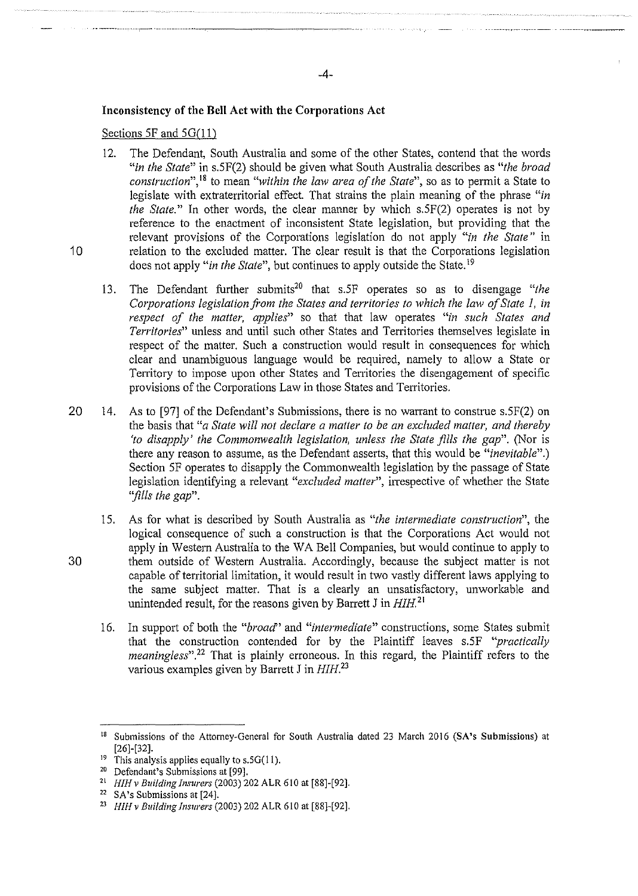## Inconsistency of the Bell Act with the Corporations Act

Sections 5F and 5G(11)

12. The Defendant, South Australia and some of the other States, contend that the words *"in the State"* in s.5F(2) should be given what South Australia describes as *"the broad construction"*,[18] to mean *"within the law area of the State"*, so as to permit a State to legislate with extraterritorial effect. That strains the plain meaning of the phrase *"in the State."* In other words, the clear manner by which s.5F(2) operates is not by reference to the enactment of inconsistent State legislation, but providing that the relevant provisions of the Corporations legislation do not apply *"in the State"* in relation to the excluded matter. The clear result is that the Corporations legislation does not apply *"in the State"*, but continues to apply outside the State.[19]

13. The Defendant further submits[20] that s.5F operates so as to disengage *"the Corporations legislation from the States and territories to which the law of State 1, in respect of the matter, applies"* so that that law operates *"in such States and Territories"* unless and until such other States and Territories themselves legislate in respect of the matter. Such a construction would result in consequences for which clear and unambiguous language would be required, namely to allow a State or Territory to impose upon other States and Territories the disengagement of specific provisions of the Corporations Law in those States and Territories.

14. As to [97] of the Defendant's Submissions, there is no warrant to construe s.5F(2) on the basis that *"a State will not declare a matter to be an excluded matter, and thereby 'to disapply' the Commonwealth legislation, unless the State fills the gap"*. (Nor is there any reason to assume, as the Defendant asserts, that this would be *"inevitable"*.) Section 5F operates to disapply the Commonwealth legislation by the passage of State legislation identifying a relevant *"excluded matter"*, irrespective of whether the State *"fills the gap"*.

15. As for what is described by South Australia as *"the intermediate construction"*, the logical consequence of such a construction is that the Corporations Act would not apply in Western Australia to the WA Bell Companies, but would continue to apply to them outside of Western Australia. Accordingly, because the subject matter is not capable of territorial limitation, it would result in two vastly different laws applying to the same subject matter. That is a clearly an unsatisfactory, unworkable and unintended result, for the reasons given by Barrett J in *HIH*.[21]

16. In support of both the *"broad"* and *"intermediate"* constructions, some States submit that the construction contended for by the Plaintiff leaves s.5F *"practically meaningless"*.[22] That is plainly erroneous. In this regard, the Plaintiff refers to the various examples given by Barrett J in *HIH*.[23]

---

[18] Submissions of the Attorney-General for South Australia dated 23 March 2016 (**SA's Submissions**) at [26]-[32].

[19] This analysis applies equally to s.5G(11).

[20] Defendant's Submissions at [99].

[21] *HIH v Building Insurers* (2003) 202 ALR 610 at [88]-[92].

[22] SA's Submissions at [24].

[23] *HIH v Building Insurers* (2003) 202 ALR 610 at [88]-[92].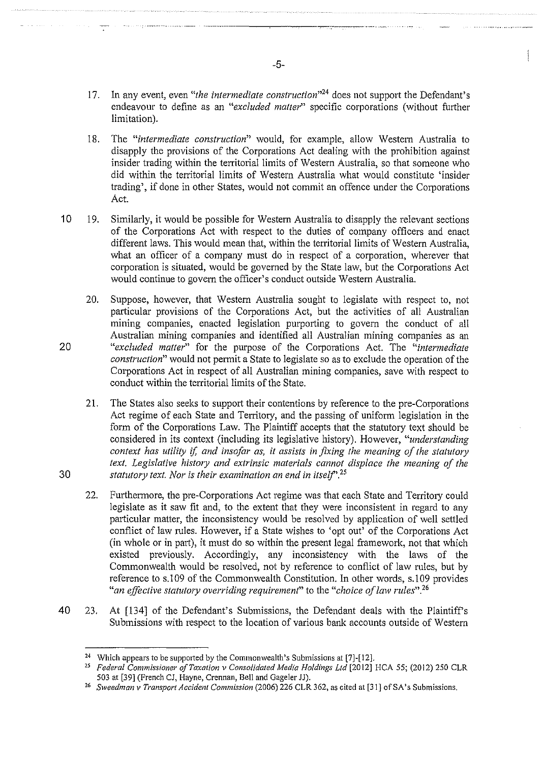17. In any event, even *"the intermediate construction"*[24] does not support the Defendant's endeavour to define as an *"excluded matter"* specific corporations (without further limitation).

18. The *"intermediate construction"* would, for example, allow Western Australia to disapply the provisions of the Corporations Act dealing with the prohibition against insider trading within the territorial limits of Western Australia, so that someone who did within the territorial limits of Western Australia what would constitute 'insider trading', if done in other States, would not commit an offence under the Corporations Act.

19. Similarly, it would be possible for Western Australia to disapply the relevant sections of the Corporations Act with respect to the duties of company officers and enact different laws. This would mean that, within the territorial limits of Western Australia, what an officer of a company must do in respect of a corporation, wherever that corporation is situated, would be governed by the State law, but the Corporations Act would continue to govern the officer's conduct outside Western Australia.

20. Suppose, however, that Western Australia sought to legislate with respect to, not particular provisions of the Corporations Act, but the activities of all Australian mining companies, enacted legislation purporting to govern the conduct of all Australian mining companies and identified all Australian mining companies as an *"excluded matter"* for the purpose of the Corporations Act. The *"intermediate construction"* would not permit a State to legislate so as to exclude the operation of the Corporations Act in respect of all Australian mining companies, save with respect to conduct within the territorial limits of the State.

21. The States also seeks to support their contentions by reference to the pre-Corporations Act regime of each State and Territory, and the passing of uniform legislation in the form of the Corporations Law. The Plaintiff accepts that the statutory text should be considered in its context (including its legislative history). However, *"understanding context has utility if, and insofar as, it assists in fixing the meaning of the statutory text. Legislative history and extrinsic materials cannot displace the meaning of the statutory text. Nor is their examination an end in itself"*.[25]

22. Furthermore, the pre-Corporations Act regime was that each State and Territory could legislate as it saw fit and, to the extent that they were inconsistent in regard to any particular matter, the inconsistency would be resolved by application of well settled conflict of law rules. However, if a State wishes to 'opt out' of the Corporations Act (in whole or in part), it must do so within the present legal framework, not that which existed previously. Accordingly, any inconsistency with the laws of the Commonwealth would be resolved, not by reference to conflict of law rules, but by reference to s.109 of the Commonwealth Constitution. In other words, s.109 provides *"an effective statutory overriding requirement"* to the *"choice of law rules"*.[26]

23. At [134] of the Defendant's Submissions, the Defendant deals with the Plaintiff's Submissions with respect to the location of various bank accounts outside of Western

---

[24] Which appears to be supported by the Commonwealth's Submissions at [7]-[12].

[25] *Federal Commissioner of Taxation v Consolidated Media Holdings Ltd* [2012] HCA 55; (2012) 250 CLR 503 at [39] (French CJ, Hayne, Crennan, Bell and Gageler JJ).

[26] *Sweedman v Transport Accident Commission* (2006) 226 CLR 362, as cited at [31] of SA's Submissions.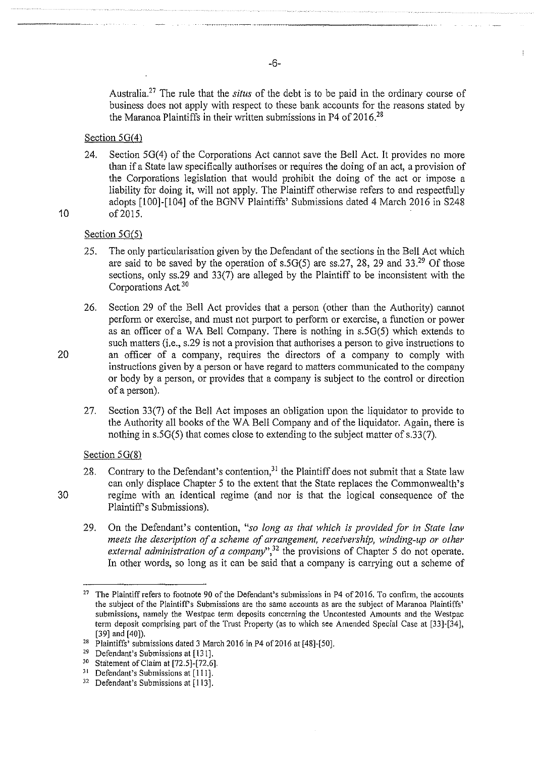Australia.[27] The rule that the *situs* of the debt is to be paid in the ordinary course of business does not apply with respect to these bank accounts for the reasons stated by the Maranoa Plaintiffs in their written submissions in P4 of 2016.[28]

Section 5G(4)

24. Section 5G(4) of the Corporations Act cannot save the Bell Act. It provides no more than if a State law specifically authorises or requires the doing of an act, a provision of the Corporations legislation that would prohibit the doing of the act or impose a liability for doing it, will not apply. The Plaintiff otherwise refers to and respectfully adopts [100]-[104] of the BGNV Plaintiffs' Submissions dated 4 March 2016 in S248 of 2015.

Section 5G(5)

25. The only particularisation given by the Defendant of the sections in the Bell Act which are said to be saved by the operation of s.5G(5) are ss.27, 28, 29 and 33.[29] Of those sections, only ss.29 and 33(7) are alleged by the Plaintiff to be inconsistent with the Corporations Act.[30]

26. Section 29 of the Bell Act provides that a person (other than the Authority) cannot perform or exercise, and must not purport to perform or exercise, a function or power as an officer of a WA Bell Company. There is nothing in s.5G(5) which extends to such matters (i.e., s.29 is not a provision that authorises a person to give instructions to an officer of a company, requires the directors of a company to comply with instructions given by a person or have regard to matters communicated to the company or body by a person, or provides that a company is subject to the control or direction of a person).

27. Section 33(7) of the Bell Act imposes an obligation upon the liquidator to provide to the Authority all books of the WA Bell Company and of the liquidator. Again, there is nothing in s.5G(5) that comes close to extending to the subject matter of s.33(7).

Section 5G(8)

28. Contrary to the Defendant's contention,[31] the Plaintiff does not submit that a State law can only displace Chapter 5 to the extent that the State replaces the Commonwealth's regime with an identical regime (and nor is that the logical consequence of the Plaintiff's Submissions).

29. On the Defendant's contention, "*so long as that which is provided for in State law meets the description of a scheme of arrangement, receivership, winding-up or other external administration of a company*",[32] the provisions of Chapter 5 do not operate. In other words, so long as it can be said that a company is carrying out a scheme of

---

[27] The Plaintiff refers to footnote 90 of the Defendant's submissions in P4 of 2016. To confirm, the accounts the subject of the Plaintiff's Submissions are the same accounts as are the subject of Maranoa Plaintiffs' submissions, namely the Westpac term deposits concerning the Uncontested Amounts and the Westpac term deposit comprising part of the Trust Property (as to which see Amended Special Case at [33]-[34], [39] and [40]).

[28] Plaintiffs' submissions dated 3 March 2016 in P4 of 2016 at [48]-[50].

[29] Defendant's Submissions at [131].

[30] Statement of Claim at [72.5]-[72.6].

[31] Defendant's Submissions at [111].

[32] Defendant's Submissions at [113].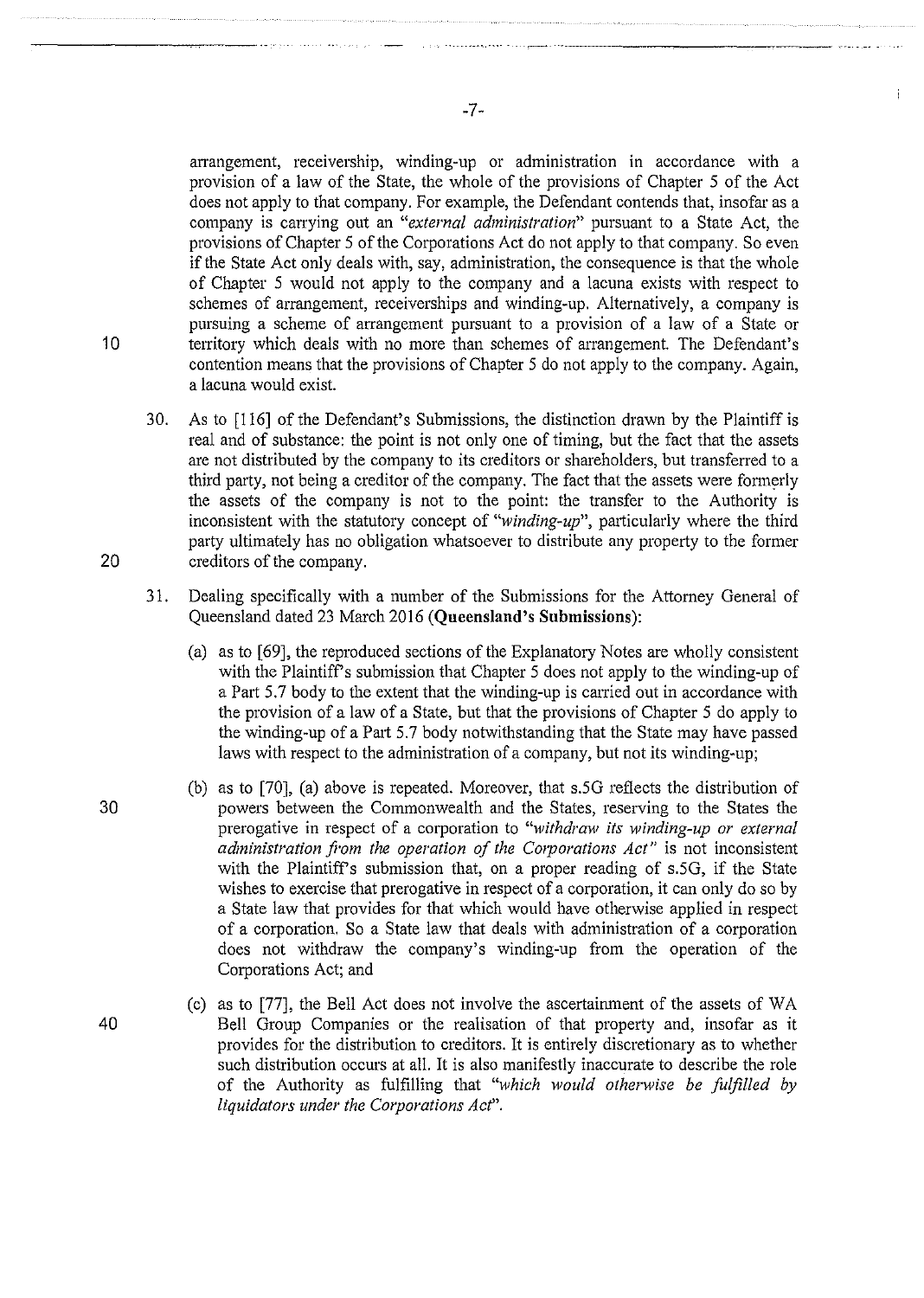arrangement, receivership, winding-up or administration in accordance with a provision of a law of the State, the whole of the provisions of Chapter 5 of the Act does not apply to that company. For example, the Defendant contends that, insofar as a company is carrying out an *"external administration"* pursuant to a State Act, the provisions of Chapter 5 of the Corporations Act do not apply to that company. So even if the State Act only deals with, say, administration, the consequence is that the whole of Chapter 5 would not apply to the company and a lacuna exists with respect to schemes of arrangement, receiverships and winding-up. Alternatively, a company is pursuing a scheme of arrangement pursuant to a provision of a law of a State or territory which deals with no more than schemes of arrangement. The Defendant's contention means that the provisions of Chapter 5 do not apply to the company. Again, a lacuna would exist.

30. As to [116] of the Defendant's Submissions, the distinction drawn by the Plaintiff is real and of substance: the point is not only one of timing, but the fact that the assets are not distributed by the company to its creditors or shareholders, but transferred to a third party, not being a creditor of the company. The fact that the assets were formerly the assets of the company is not to the point: the transfer to the Authority is inconsistent with the statutory concept of *"winding-up"*, particularly where the third party ultimately has no obligation whatsoever to distribute any property to the former creditors of the company.

31. Dealing specifically with a number of the Submissions for the Attorney General of Queensland dated 23 March 2016 (**Queensland's Submissions**):

   (a) as to [69], the reproduced sections of the Explanatory Notes are wholly consistent with the Plaintiff's submission that Chapter 5 does not apply to the winding-up of a Part 5.7 body to the extent that the winding-up is carried out in accordance with the provision of a law of a State, but that the provisions of Chapter 5 do apply to the winding-up of a Part 5.7 body notwithstanding that the State may have passed laws with respect to the administration of a company, but not its winding-up;

   (b) as to [70], (a) above is repeated. Moreover, that s.5G reflects the distribution of powers between the Commonwealth and the States, reserving to the States the prerogative in respect of a corporation to *"withdraw its winding-up or external administration from the operation of the Corporations Act"* is not inconsistent with the Plaintiff's submission that, on a proper reading of s.5G, if the State wishes to exercise that prerogative in respect of a corporation, it can only do so by a State law that provides for that which would have otherwise applied in respect of a corporation. So a State law that deals with administration of a corporation does not withdraw the company's winding-up from the operation of the Corporations Act; and

   (c) as to [77], the Bell Act does not involve the ascertainment of the assets of WA Bell Group Companies or the realisation of that property and, insofar as it provides for the distribution to creditors. It is entirely discretionary as to whether such distribution occurs at all. It is also manifestly inaccurate to describe the role of the Authority as fulfilling that *"which would otherwise be fulfilled by liquidators under the Corporations Act"*.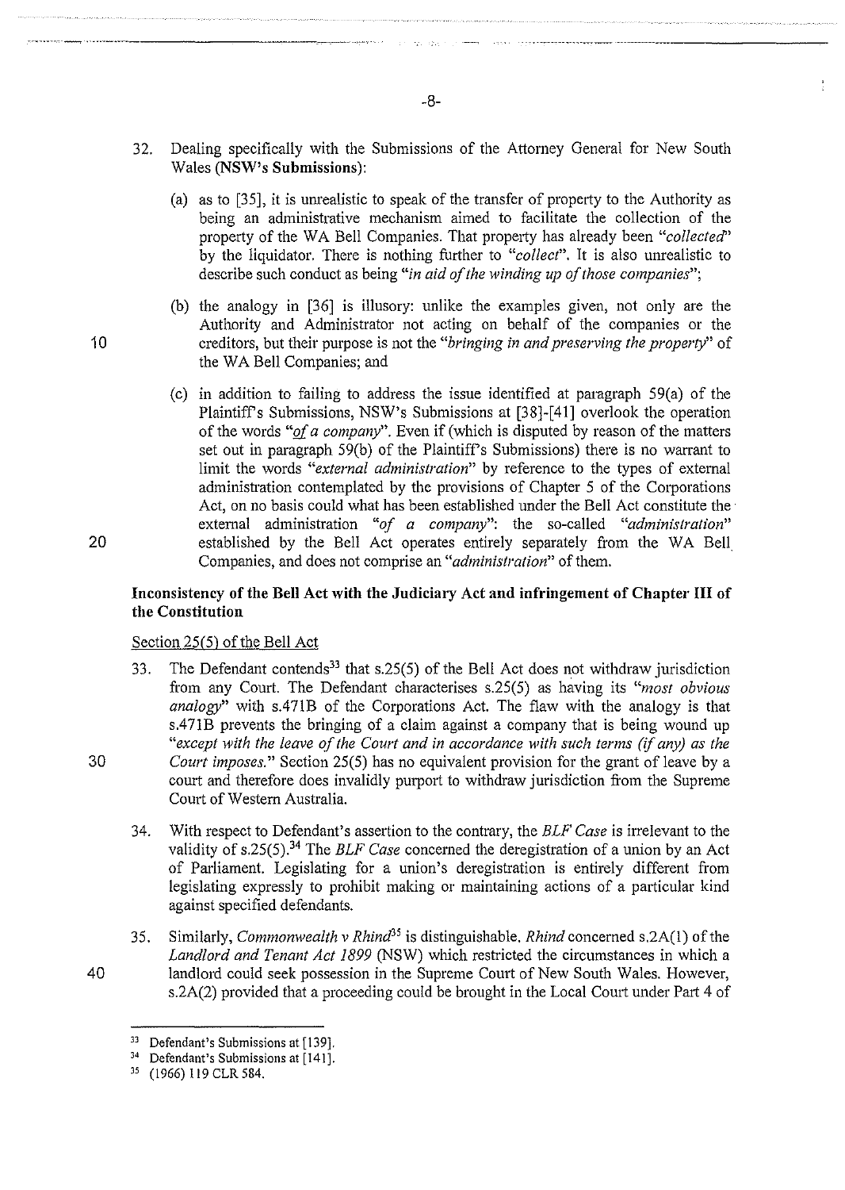32. Dealing specifically with the Submissions of the Attorney General for New South Wales (**NSW's Submissions**):

    (a) as to [35], it is unrealistic to speak of the transfer of property to the Authority as being an administrative mechanism aimed to facilitate the collection of the property of the WA Bell Companies. That property has already been *"collected"* by the liquidator. There is nothing further to *"collect"*. It is also unrealistic to describe such conduct as being *"in aid of the winding up of those companies"*;

    (b) the analogy in [36] is illusory: unlike the examples given, not only are the Authority and Administrator not acting on behalf of the companies or the creditors, but their purpose is not the *"bringing in and preserving the property"* of the WA Bell Companies; and

    (c) in addition to failing to address the issue identified at paragraph 59(a) of the Plaintiff's Submissions, NSW's Submissions at [38]-[41] overlook the operation of the words *"of a company"*. Even if (which is disputed by reason of the matters set out in paragraph 59(b) of the Plaintiff's Submissions) there is no warrant to limit the words *"external administration"* by reference to the types of external administration contemplated by the provisions of Chapter 5 of the Corporations Act, on no basis could what has been established under the Bell Act constitute the external administration *"of a company"*: the so-called *"administration"* established by the Bell Act operates entirely separately from the WA Bell Companies, and does not comprise an *"administration"* of them.

**Inconsistency of the Bell Act with the Judiciary Act and infringement of Chapter III of the Constitution**

Section 25(5) of the Bell Act

33. The Defendant contends[33] that s.25(5) of the Bell Act does not withdraw jurisdiction from any Court. The Defendant characterises s.25(5) as having its *"most obvious analogy"* with s.471B of the Corporations Act. The flaw with the analogy is that s.471B prevents the bringing of a claim against a company that is being wound up *"except with the leave of the Court and in accordance with such terms (if any) as the Court imposes."* Section 25(5) has no equivalent provision for the grant of leave by a court and therefore does invalidly purport to withdraw jurisdiction from the Supreme Court of Western Australia.

34. With respect to Defendant's assertion to the contrary, the *BLF Case* is irrelevant to the validity of s.25(5).[34] The *BLF Case* concerned the deregistration of a union by an Act of Parliament. Legislating for a union's deregistration is entirely different from legislating expressly to prohibit making or maintaining actions of a particular kind against specified defendants.

35. Similarly, *Commonwealth v Rhind*[35] is distinguishable. *Rhind* concerned s.2A(1) of the *Landlord and Tenant Act 1899* (NSW) which restricted the circumstances in which a landlord could seek possession in the Supreme Court of New South Wales. However, s.2A(2) provided that a proceeding could be brought in the Local Court under Part 4 of

---

[33] Defendant's Submissions at [139].

[34] Defendant's Submissions at [141].

[35] (1966) 119 CLR 584.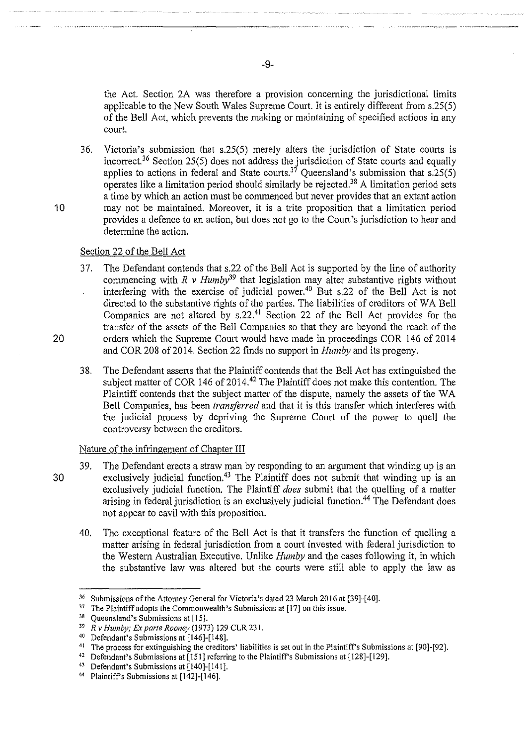the Act. Section 2A was therefore a provision concerning the jurisdictional limits applicable to the New South Wales Supreme Court. It is entirely different from s.25(5) of the Bell Act, which prevents the making or maintaining of specified actions in any court.

36. Victoria's submission that s.25(5) merely alters the jurisdiction of State courts is incorrect.[36] Section 25(5) does not address the jurisdiction of State courts and equally applies to actions in federal and State courts.[37] Queensland's submission that s.25(5) operates like a limitation period should similarly be rejected.[38] A limitation period sets a time by which an action must be commenced but never provides that an extant action may not be maintained. Moreover, it is a trite proposition that a limitation period provides a defence to an action, but does not go to the Court's jurisdiction to hear and determine the action.

Section 22 of the Bell Act

37. The Defendant contends that s.22 of the Bell Act is supported by the line of authority commencing with *R v Humby*[39] that legislation may alter substantive rights without interfering with the exercise of judicial power.[40] But s.22 of the Bell Act is not directed to the substantive rights of the parties. The liabilities of creditors of WA Bell Companies are not altered by s.22.[41] Section 22 of the Bell Act provides for the transfer of the assets of the Bell Companies so that they are beyond the reach of the orders which the Supreme Court would have made in proceedings COR 146 of 2014 and COR 208 of 2014. Section 22 finds no support in *Humby* and its progeny.

38. The Defendant asserts that the Plaintiff contends that the Bell Act has extinguished the subject matter of COR 146 of 2014.[42] The Plaintiff does not make this contention. The Plaintiff contends that the subject matter of the dispute, namely the assets of the WA Bell Companies, has been *transferred* and that it is this transfer which interferes with the judicial process by depriving the Supreme Court of the power to quell the controversy between the creditors.

Nature of the infringement of Chapter III

39. The Defendant erects a straw man by responding to an argument that winding up is an exclusively judicial function.[43] The Plaintiff does not submit that winding up is an exclusively judicial function. The Plaintiff *does* submit that the quelling of a matter arising in federal jurisdiction is an exclusively judicial function.[44] The Defendant does not appear to cavil with this proposition.

40. The exceptional feature of the Bell Act is that it transfers the function of quelling a matter arising in federal jurisdiction from a court invested with federal jurisdiction to the Western Australian Executive. Unlike *Humby* and the cases following it, in which the substantive law was altered but the courts were still able to apply the law as

---

[36] Submissions of the Attorney General for Victoria's dated 23 March 2016 at [39]-[40].

[37] The Plaintiff adopts the Commonwealth's Submissions at [17] on this issue.

[38] Queensland's Submissions at [15].

[39] *R v Humby; Ex parte Rooney* (1973) 129 CLR 231.

[40] Defendant's Submissions at [146]-[148].

[41] The process for extinguishing the creditors' liabilities is set out in the Plaintiff's Submissions at [90]-[92].

[42] Defendant's Submissions at [151] referring to the Plaintiff's Submissions at [128]-[129].

[43] Defendant's Submissions at [140]-[141].

[44] Plaintiff's Submissions at [142]-[146].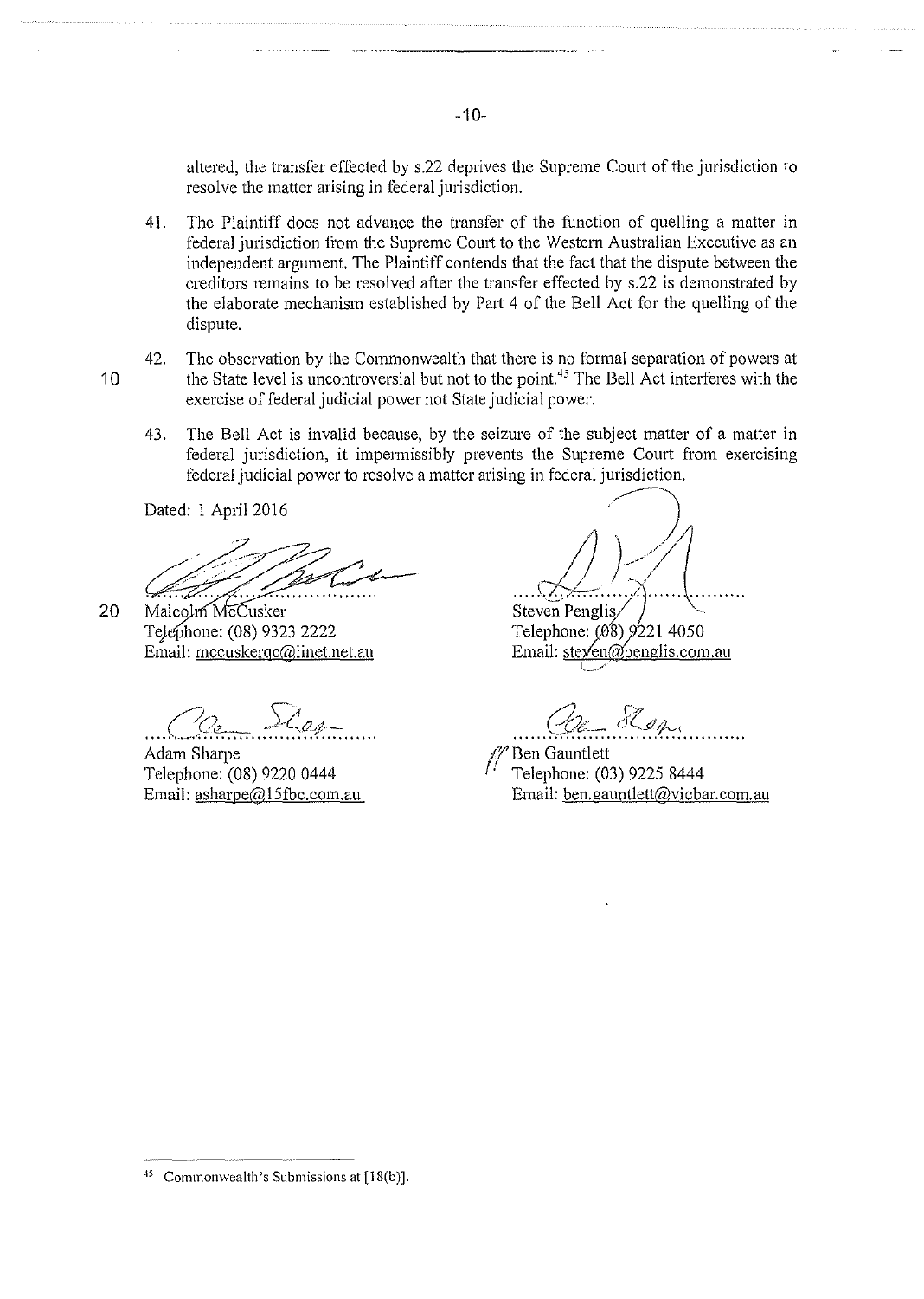altered, the transfer effected by s.22 deprives the Supreme Court of the jurisdiction to resolve the matter arising in federal jurisdiction.

41. The Plaintiff does not advance the transfer of the function of quelling a matter in federal jurisdiction from the Supreme Court to the Western Australian Executive as an independent argument. The Plaintiff contends that the fact that the dispute between the creditors remains to be resolved after the transfer effected by s.22 is demonstrated by the elaborate mechanism established by Part 4 of the Bell Act for the quelling of the dispute.

42. The observation by the Commonwealth that there is no formal separation of powers at the State level is uncontroversial but not to the point.[45] The Bell Act interferes with the exercise of federal judicial power not State judicial power.

43. The Bell Act is invalid because, by the seizure of the subject matter of a matter in federal jurisdiction, it impermissibly prevents the Supreme Court from exercising federal judicial power to resolve a matter arising in federal jurisdiction.

Dated: 1 April 2016

Malcolm McCusker
Telephone: (08) 9323 2222
Email: mccuskerqc@iinet.net.au

Steven Penglis
Telephone: (08) 9221 4050
Email: steven@penglis.com.au

Adam Sharpe
Telephone: (08) 9220 0444
Email: asharpe@15fbc.com.au

Ben Gauntlett
Telephone: (03) 9225 8444
Email: ben.gauntlett@vicbar.com.au

---

[45] Commonwealth's Submissions at [18(b)].